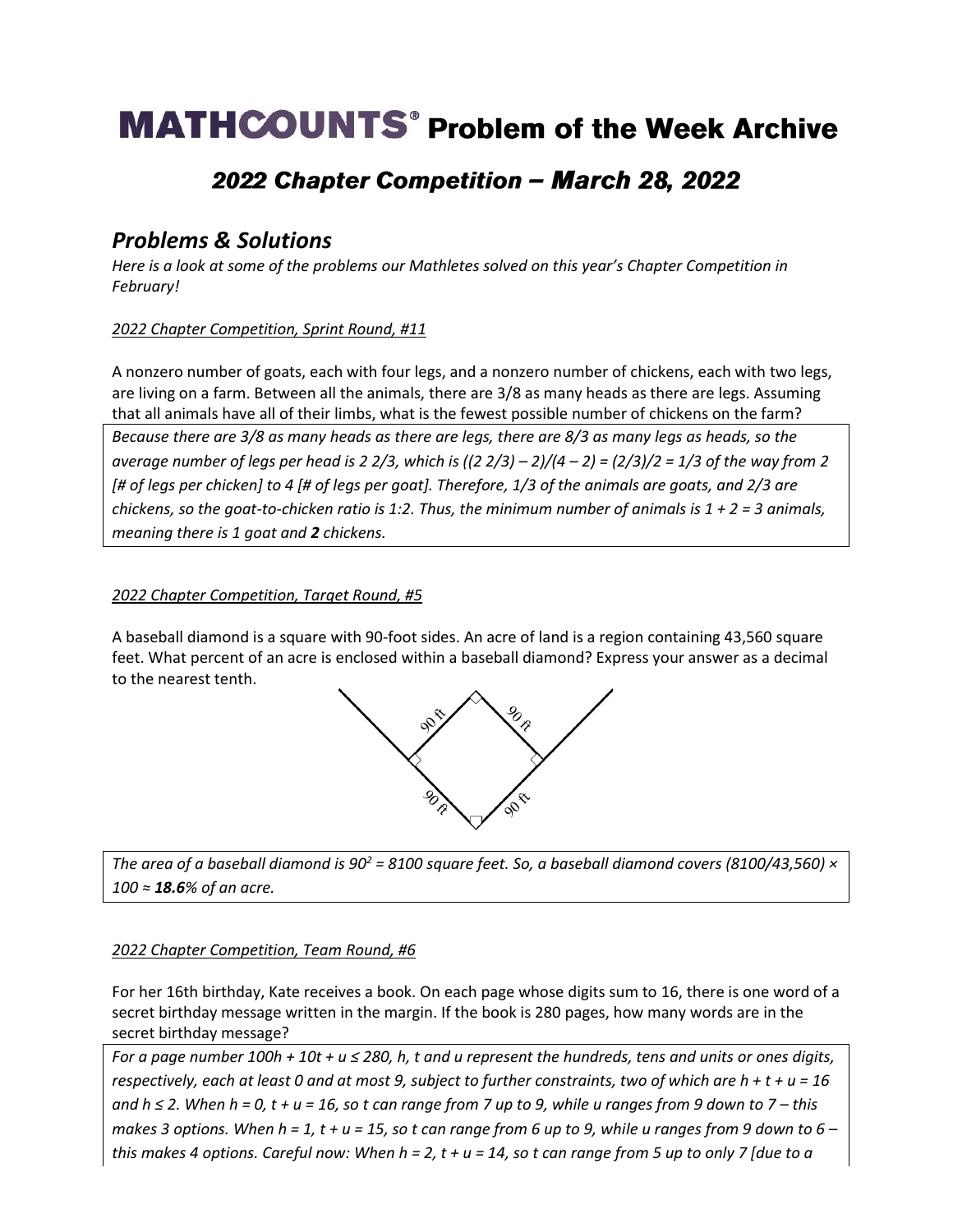# MATHCOUNTS® Problem of the Week Archive

## *2022 Chapter Competition – March 28, 2022*

## *Problems & Solutions*

*Here is a look at some of the problems our Mathletes solved on this year's Chapter Competition in February!*

*2022 Chapter Competition, Sprint Round, #11*

A nonzero number of goats, each with four legs, and a nonzero number of chickens, each with two legs, are living on a farm. Between all the animals, there are 3/8 as many heads as there are legs. Assuming that all animals have all of their limbs, what is the fewest possible number of chickens on the farm?

*Because there are 3/8 as many heads as there are legs, there are 8/3 as many legs as heads, so the average number of legs per head is 2 2/3, which is ((2 2/3) – 2)/(4 – 2) = (2/3)/2 = 1/3 of the way from 2 [# of legs per chicken] to 4 [# of legs per goat]. Therefore, 1/3 of the animals are goats, and 2/3 are chickens, so the goat-to-chicken ratio is 1:2. Thus, the minimum number of animals is 1 + 2 = 3 animals, meaning there is 1 goat and **2** chickens.*

*2022 Chapter Competition, Target Round, #5*

A baseball diamond is a square with 90-foot sides. An acre of land is a region containing 43,560 square feet. What percent of an acre is enclosed within a baseball diamond? Express your answer as a decimal to the nearest tenth.

*The area of a baseball diamond is $90^2$ = 8100 square feet. So, a baseball diamond covers (8100/43,560) × 100 ≈ **18.6**% of an acre.*

*2022 Chapter Competition, Team Round, #6*

For her 16th birthday, Kate receives a book. On each page whose digits sum to 16, there is one word of a secret birthday message written in the margin. If the book is 280 pages, how many words are in the secret birthday message?

*For a page number 100h + 10t + u ≤ 280, h, t and u represent the hundreds, tens and units or ones digits, respectively, each at least 0 and at most 9, subject to further constraints, two of which are h + t + u = 16 and h ≤ 2. When h = 0, t + u = 16, so t can range from 7 up to 9, while u ranges from 9 down to 7 – this makes 3 options. When h = 1, t + u = 15, so t can range from 6 up to 9, while u ranges from 9 down to 6 – this makes 4 options. Careful now: When h = 2, t + u = 14, so t can range from 5 up to only 7 [due to a*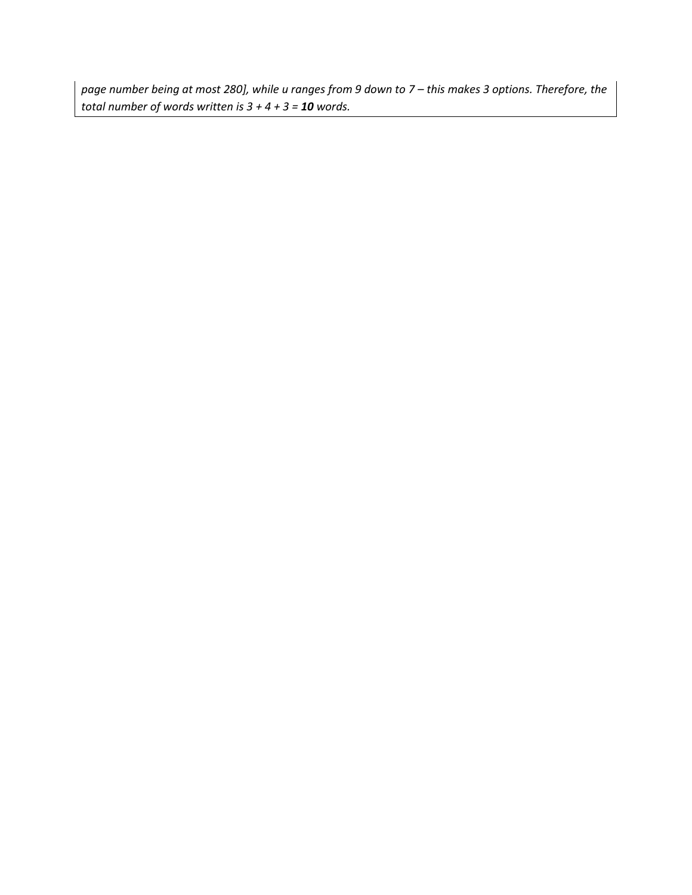*page number being at most 280], while u ranges from 9 down to 7 – this makes 3 options. Therefore, the total number of words written is 3 + 4 + 3 =* ***10*** *words.*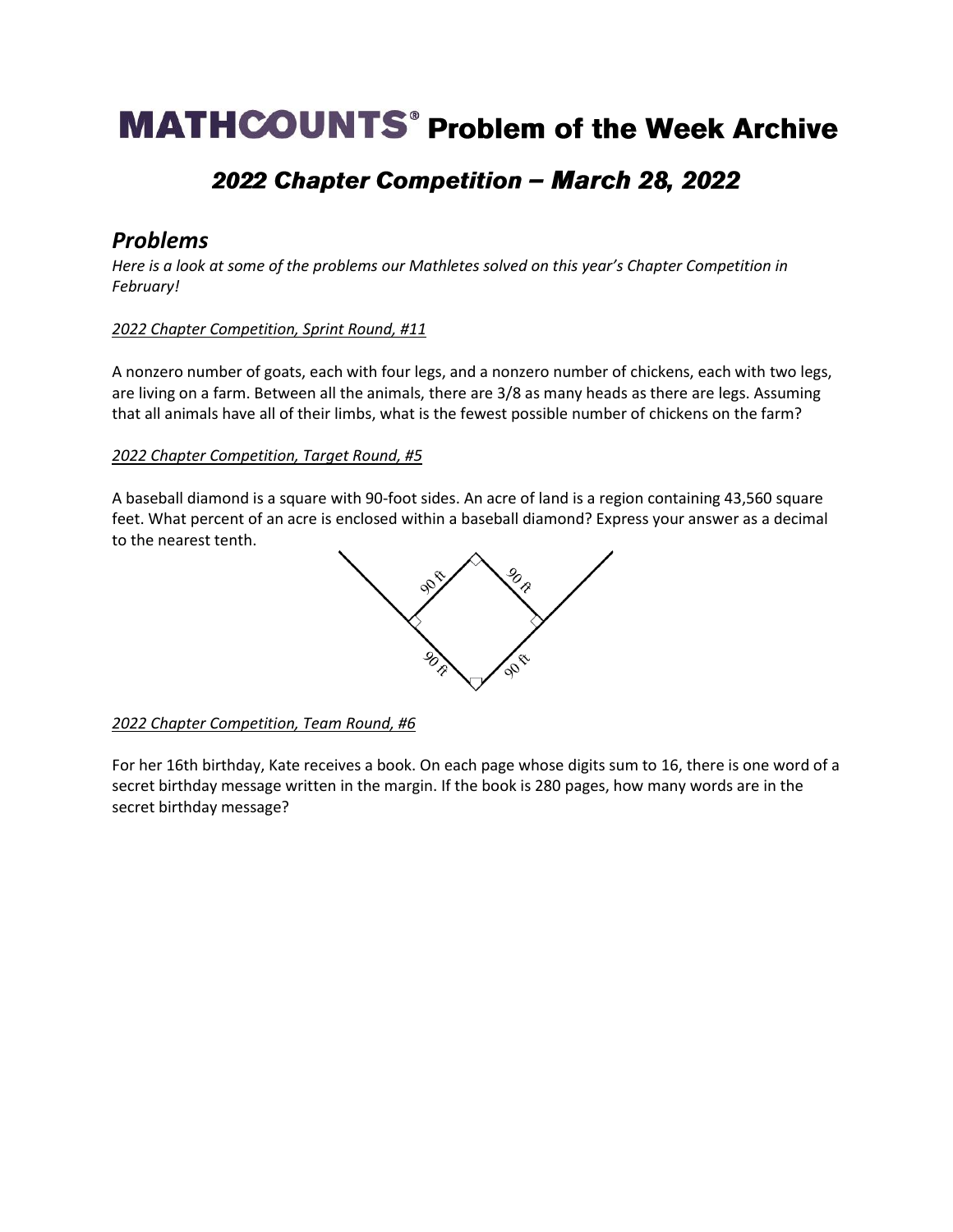# MATHCOUNTS® Problem of the Week Archive

## *2022 Chapter Competition – March 28, 2022*

### *Problems*

*Here is a look at some of the problems our Mathletes solved on this year's Chapter Competition in February!*

*2022 Chapter Competition, Sprint Round, #11*

A nonzero number of goats, each with four legs, and a nonzero number of chickens, each with two legs, are living on a farm. Between all the animals, there are 3/8 as many heads as there are legs. Assuming that all animals have all of their limbs, what is the fewest possible number of chickens on the farm?

*2022 Chapter Competition, Target Round, #5*

A baseball diamond is a square with 90-foot sides. An acre of land is a region containing 43,560 square feet. What percent of an acre is enclosed within a baseball diamond? Express your answer as a decimal to the nearest tenth.

90 ft
90 ft
90 ft
90 ft

*2022 Chapter Competition, Team Round, #6*

For her 16th birthday, Kate receives a book. On each page whose digits sum to 16, there is one word of a secret birthday message written in the margin. If the book is 280 pages, how many words are in the secret birthday message?